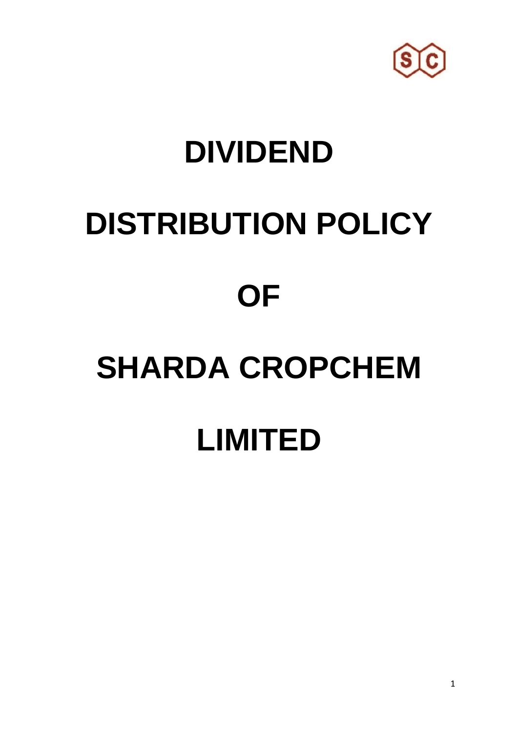# DIVIDEND

# DISTRIBUTION POLICY

# OF

# SHARDA CROPCHEM

# LIMITED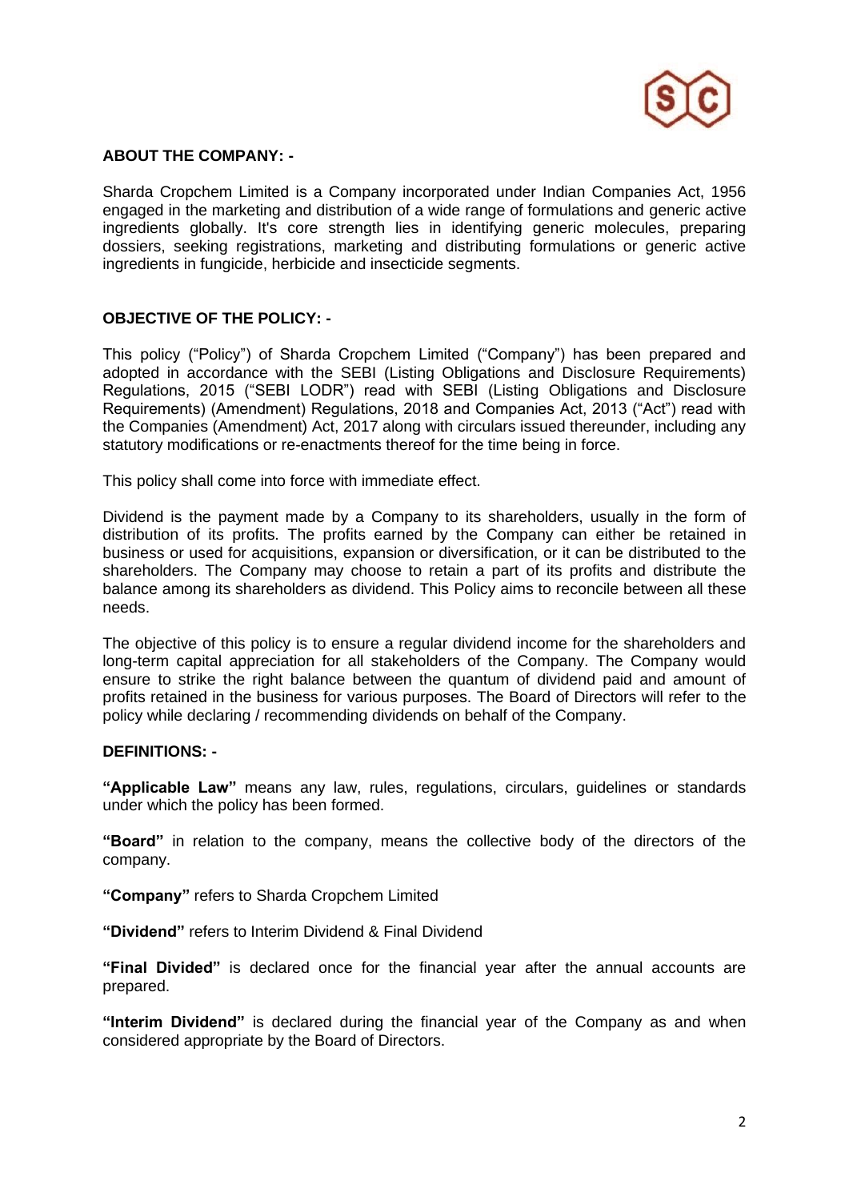## ABOUT THE COMPANY: -

Sharda Cropchem Limited is a Company incorporated under Indian Companies Act, 1956 engaged in the marketing and distribution of a wide range of formulations and generic active ingredients globally. It's core strength lies in identifying generic molecules, preparing dossiers, seeking registrations, marketing and distributing formulations or generic active ingredients in fungicide, herbicide and insecticide segments.

## OBJECTIVE OF THE POLICY: -

This policy ("Policy") of Sharda Cropchem Limited ("Company") has been prepared and adopted in accordance with the SEBI (Listing Obligations and Disclosure Requirements) Regulations, 2015 ("SEBI LODR") read with SEBI (Listing Obligations and Disclosure Requirements) (Amendment) Regulations, 2018 and Companies Act, 2013 ("Act") read with the Companies (Amendment) Act, 2017 along with circulars issued thereunder, including any statutory modifications or re-enactments thereof for the time being in force.

This policy shall come into force with immediate effect.

Dividend is the payment made by a Company to its shareholders, usually in the form of distribution of its profits. The profits earned by the Company can either be retained in business or used for acquisitions, expansion or diversification, or it can be distributed to the shareholders. The Company may choose to retain a part of its profits and distribute the balance among its shareholders as dividend. This Policy aims to reconcile between all these needs.

The objective of this policy is to ensure a regular dividend income for the shareholders and long-term capital appreciation for all stakeholders of the Company. The Company would ensure to strike the right balance between the quantum of dividend paid and amount of profits retained in the business for various purposes. The Board of Directors will refer to the policy while declaring / recommending dividends on behalf of the Company.

## DEFINITIONS: -

**"Applicable Law"** means any law, rules, regulations, circulars, guidelines or standards under which the policy has been formed.

**"Board"** in relation to the company, means the collective body of the directors of the company.

**"Company"** refers to Sharda Cropchem Limited

**"Dividend"** refers to Interim Dividend & Final Dividend

**"Final Divided"** is declared once for the financial year after the annual accounts are prepared.

**"Interim Dividend"** is declared during the financial year of the Company as and when considered appropriate by the Board of Directors.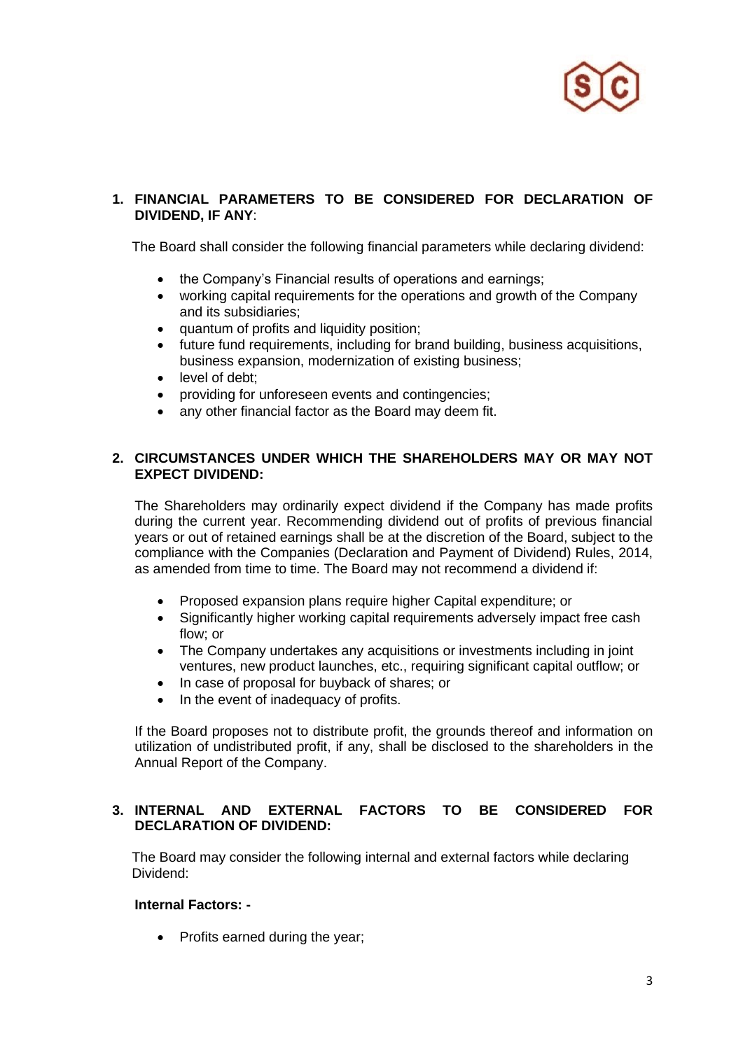## 1. FINANCIAL PARAMETERS TO BE CONSIDERED FOR DECLARATION OF DIVIDEND, IF ANY:

The Board shall consider the following financial parameters while declaring dividend:

- the Company's Financial results of operations and earnings;
- working capital requirements for the operations and growth of the Company and its subsidiaries;
- quantum of profits and liquidity position;
- future fund requirements, including for brand building, business acquisitions, business expansion, modernization of existing business;
- level of debt;
- providing for unforeseen events and contingencies;
- any other financial factor as the Board may deem fit.

## 2. CIRCUMSTANCES UNDER WHICH THE SHAREHOLDERS MAY OR MAY NOT EXPECT DIVIDEND:

The Shareholders may ordinarily expect dividend if the Company has made profits during the current year. Recommending dividend out of profits of previous financial years or out of retained earnings shall be at the discretion of the Board, subject to the compliance with the Companies (Declaration and Payment of Dividend) Rules, 2014, as amended from time to time. The Board may not recommend a dividend if:

- Proposed expansion plans require higher Capital expenditure; or
- Significantly higher working capital requirements adversely impact free cash flow; or
- The Company undertakes any acquisitions or investments including in joint ventures, new product launches, etc., requiring significant capital outflow; or
- In case of proposal for buyback of shares; or
- In the event of inadequacy of profits.

If the Board proposes not to distribute profit, the grounds thereof and information on utilization of undistributed profit, if any, shall be disclosed to the shareholders in the Annual Report of the Company.

## 3. INTERNAL AND EXTERNAL FACTORS TO BE CONSIDERED FOR DECLARATION OF DIVIDEND:

The Board may consider the following internal and external factors while declaring Dividend:

**Internal Factors: -**

- Profits earned during the year;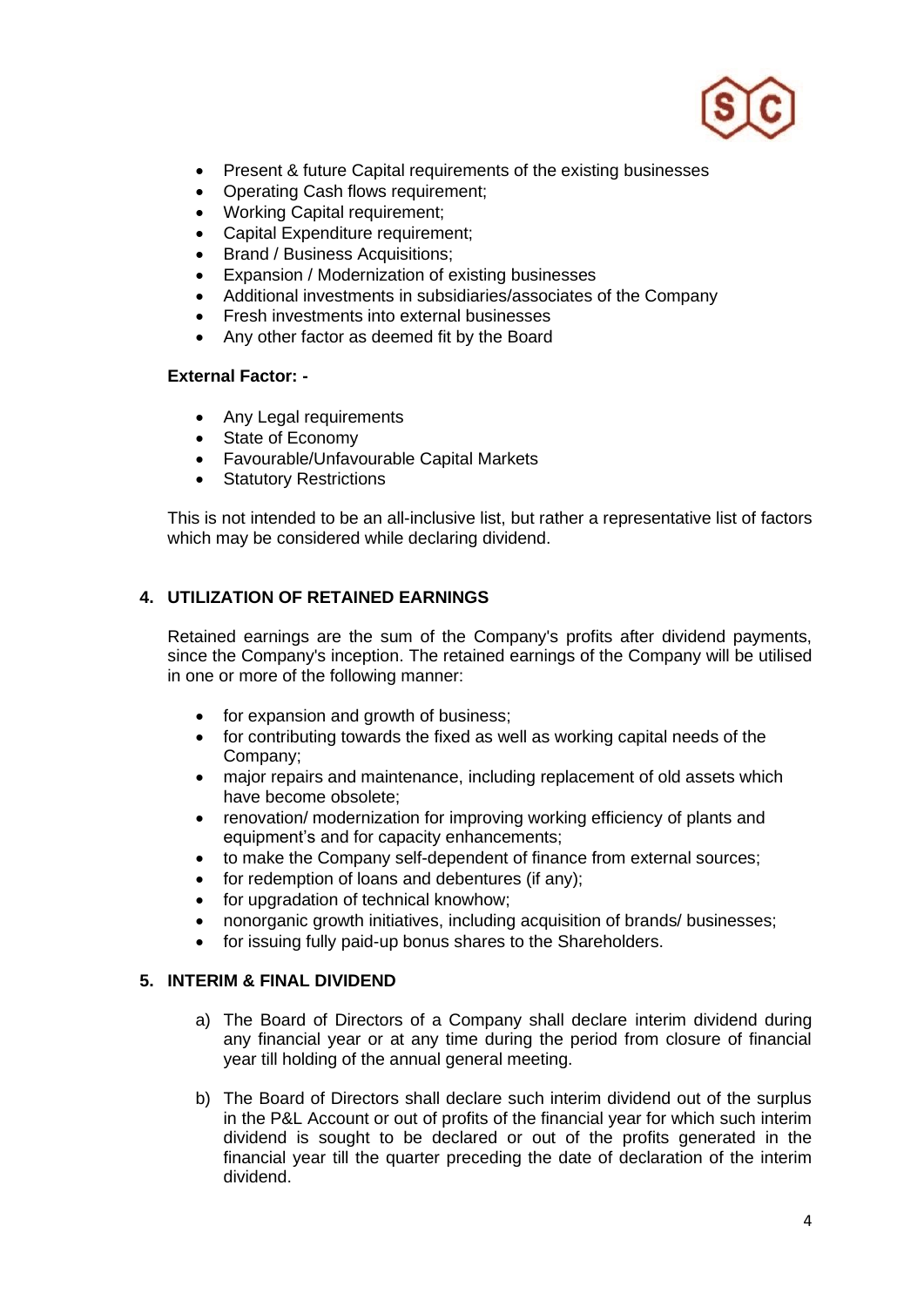- Present & future Capital requirements of the existing businesses
- Operating Cash flows requirement;
- Working Capital requirement;
- Capital Expenditure requirement;
- Brand / Business Acquisitions;
- Expansion / Modernization of existing businesses
- Additional investments in subsidiaries/associates of the Company
- Fresh investments into external businesses
- Any other factor as deemed fit by the Board

**External Factor: -**

- Any Legal requirements
- State of Economy
- Favourable/Unfavourable Capital Markets
- Statutory Restrictions

This is not intended to be an all-inclusive list, but rather a representative list of factors which may be considered while declaring dividend.

## 4. UTILIZATION OF RETAINED EARNINGS

Retained earnings are the sum of the Company's profits after dividend payments, since the Company's inception. The retained earnings of the Company will be utilised in one or more of the following manner:

- for expansion and growth of business;
- for contributing towards the fixed as well as working capital needs of the Company;
- major repairs and maintenance, including replacement of old assets which have become obsolete;
- renovation/ modernization for improving working efficiency of plants and equipment's and for capacity enhancements;
- to make the Company self-dependent of finance from external sources;
- for redemption of loans and debentures (if any);
- for upgradation of technical knowhow;
- nonorganic growth initiatives, including acquisition of brands/ businesses;
- for issuing fully paid-up bonus shares to the Shareholders.

## 5. INTERIM & FINAL DIVIDEND

a) The Board of Directors of a Company shall declare interim dividend during any financial year or at any time during the period from closure of financial year till holding of the annual general meeting.

b) The Board of Directors shall declare such interim dividend out of the surplus in the P&L Account or out of profits of the financial year for which such interim dividend is sought to be declared or out of the profits generated in the financial year till the quarter preceding the date of declaration of the interim dividend.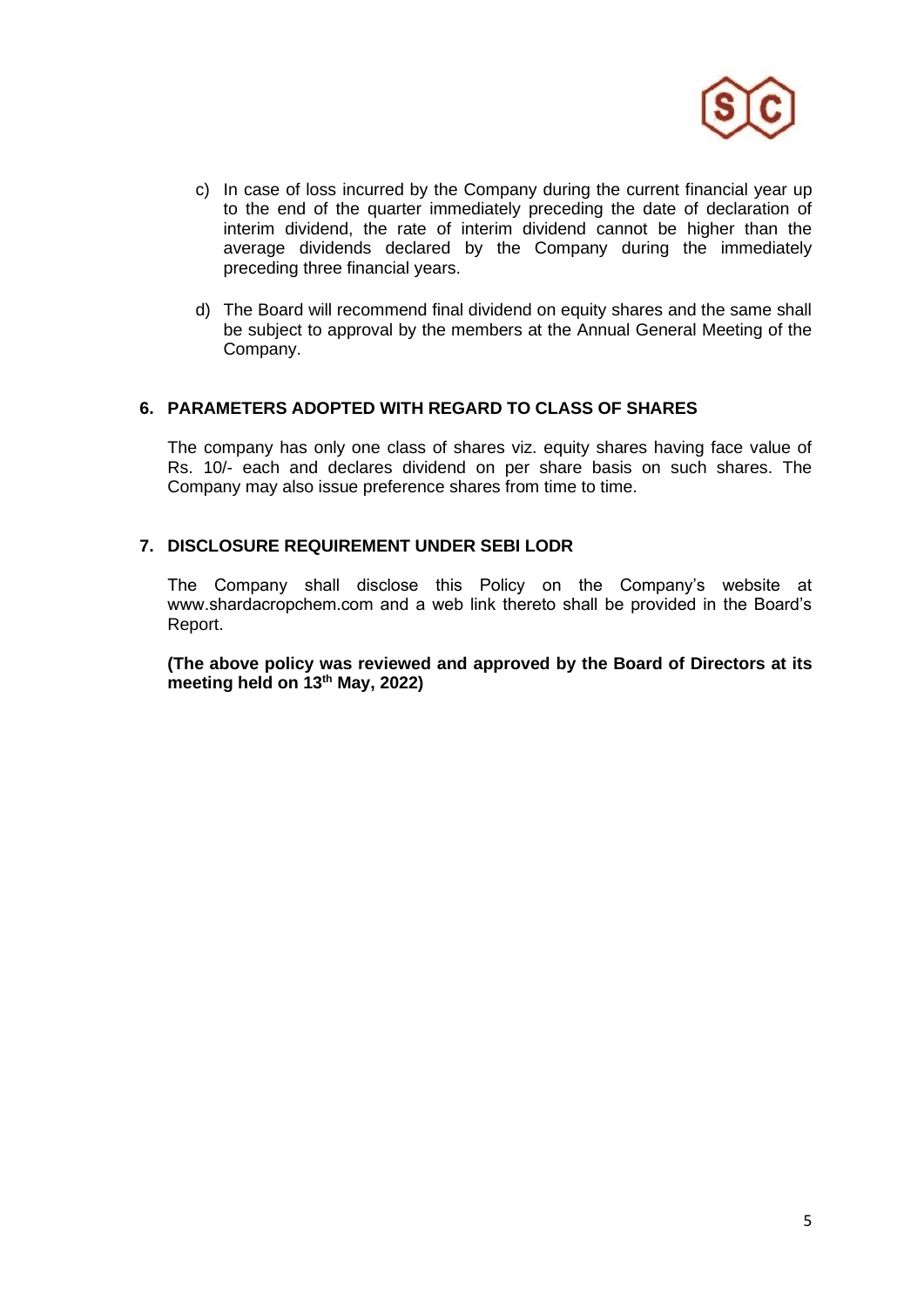c) In case of loss incurred by the Company during the current financial year up to the end of the quarter immediately preceding the date of declaration of interim dividend, the rate of interim dividend cannot be higher than the average dividends declared by the Company during the immediately preceding three financial years.

d) The Board will recommend final dividend on equity shares and the same shall be subject to approval by the members at the Annual General Meeting of the Company.

## 6. PARAMETERS ADOPTED WITH REGARD TO CLASS OF SHARES

The company has only one class of shares viz. equity shares having face value of Rs. 10/- each and declares dividend on per share basis on such shares. The Company may also issue preference shares from time to time.

## 7. DISCLOSURE REQUIREMENT UNDER SEBI LODR

The Company shall disclose this Policy on the Company's website at www.shardacropchem.com and a web link thereto shall be provided in the Board's Report.

**(The above policy was reviewed and approved by the Board of Directors at its meeting held on 13th May, 2022)**